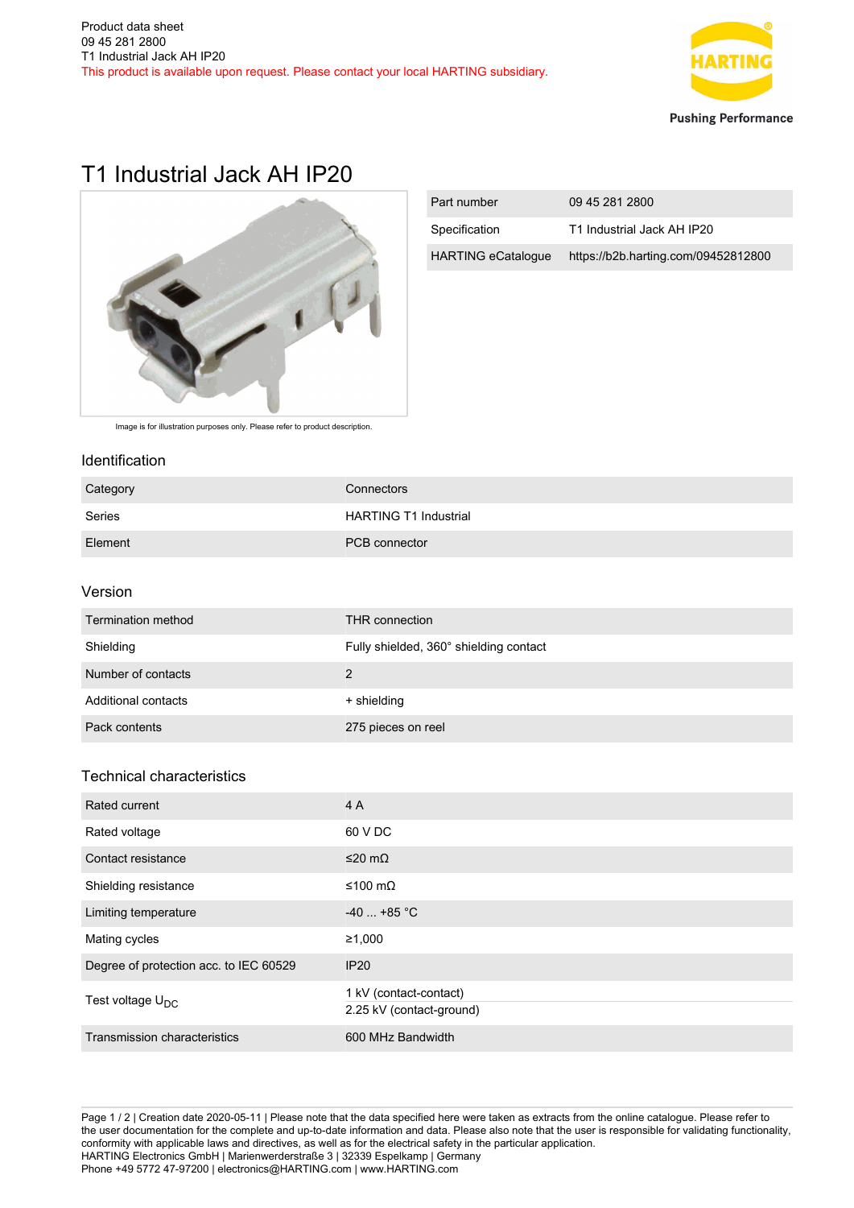Product data sheet
09 45 281 2800
T1 Industrial Jack AH IP20
This product is available upon request. Please contact your local HARTING subsidiary.

# T1 Industrial Jack AH IP20

Image is for illustration purposes only. Please refer to product description.

| Part number | 09 45 281 2800 |
|---|---|
| Specification | T1 Industrial Jack AH IP20 |
| HARTING eCatalogue | https://b2b.harting.com/09452812800 |

## Identification

| Category | Connectors |
|---|---|
| Series | HARTING T1 Industrial |
| Element | PCB connector |

## Version

| Termination method | THR connection |
|---|---|
| Shielding | Fully shielded, 360° shielding contact |
| Number of contacts | 2 |
| Additional contacts | + shielding |
| Pack contents | 275 pieces on reel |

## Technical characteristics

| Rated current | 4 A |
|---|---|
| Rated voltage | 60 V DC |
| Contact resistance | ≤20 mΩ |
| Shielding resistance | ≤100 mΩ |
| Limiting temperature | -40 ... +85 °C |
| Mating cycles | ≥1,000 |
| Degree of protection acc. to IEC 60529 | IP20 |
| Test voltage $U_{DC}$ | 1 kV (contact-contact)<br>2.25 kV (contact-ground) |
| Transmission characteristics | 600 MHz Bandwidth |

Creation date 2020-05-11 | Please note that the data specified here were taken as extracts from the online catalogue. Please refer to the user documentation for the complete and up-to-date information and data. Please also note that the user is responsible for validating functionality, conformity with applicable laws and directives, as well as for the electrical safety in the particular application.
HARTING Electronics GmbH | Marienwerderstraße 3 | 32339 Espelkamp | Germany
Phone +49 5772 47-97200 | electronics@HARTING.com | www.HARTING.com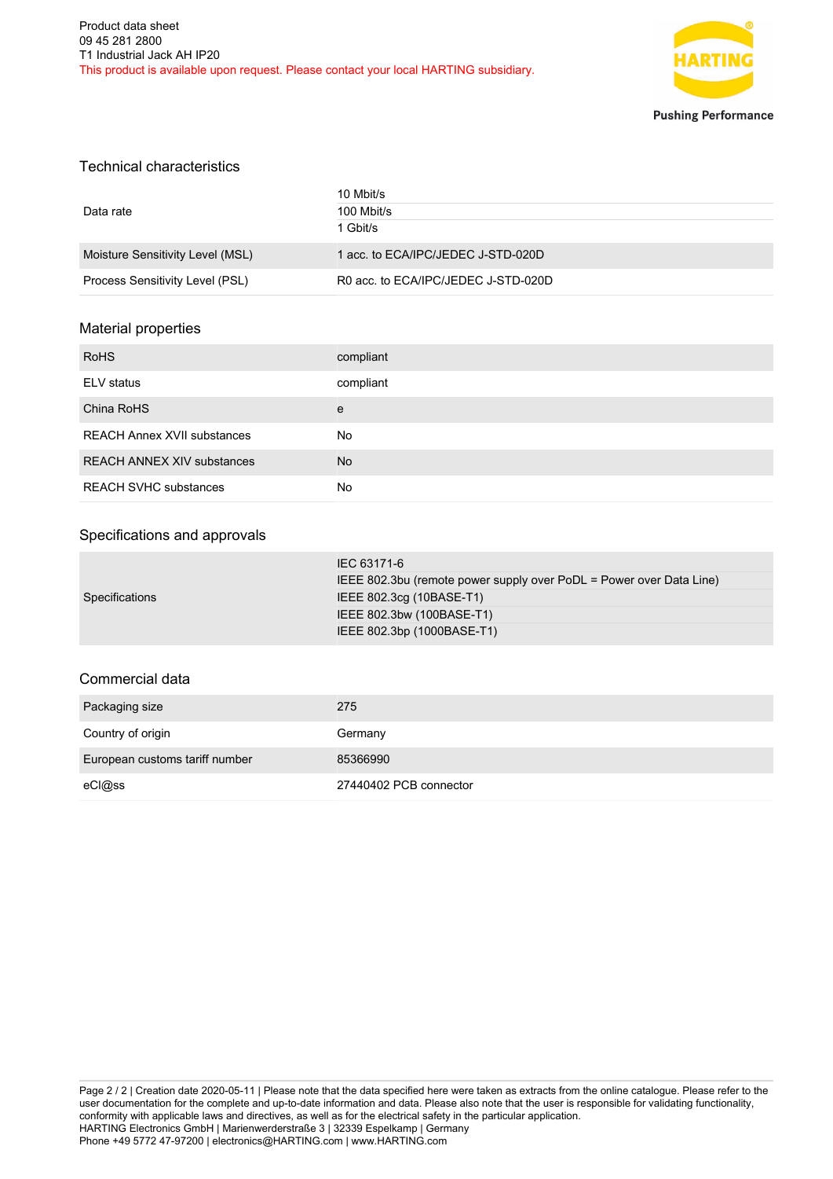Product data sheet
09 45 281 2800
T1 Industrial Jack AH IP20
This product is available upon request. Please contact your local HARTING subsidiary.

## Technical characteristics

| | |
|---|---|
| Data rate | 10 Mbit/s<br>100 Mbit/s<br>1 Gbit/s |
| Moisture Sensitivity Level (MSL) | 1 acc. to ECA/IPC/JEDEC J-STD-020D |
| Process Sensitivity Level (PSL) | R0 acc. to ECA/IPC/JEDEC J-STD-020D |

## Material properties

| | |
|---|---|
| RoHS | compliant |
| ELV status | compliant |
| China RoHS | e |
| REACH Annex XVII substances | No |
| REACH ANNEX XIV substances | No |
| REACH SVHC substances | No |

## Specifications and approvals

| | |
|---|---|
| Specifications | IEC 63171-6<br>IEEE 802.3bu (remote power supply over PoDL = Power over Data Line)<br>IEEE 802.3cg (10BASE-T1)<br>IEEE 802.3bw (100BASE-T1)<br>IEEE 802.3bp (1000BASE-T1) |

## Commercial data

| | |
|---|---|
| Packaging size | 275 |
| Country of origin | Germany |
| European customs tariff number | 85366990 |
| eCl@ss | 27440402 PCB connector |

Creation date 2020-05-11 | Please note that the data specified here were taken as extracts from the online catalogue. Please refer to the user documentation for the complete and up-to-date information and data. Please also note that the user is responsible for validating functionality, conformity with applicable laws and directives, as well as for the electrical safety in the particular application.
HARTING Electronics GmbH | Marienwerderstraße 3 | 32339 Espelkamp | Germany
Phone +49 5772 47-97200 | electronics@HARTING.com | www.HARTING.com